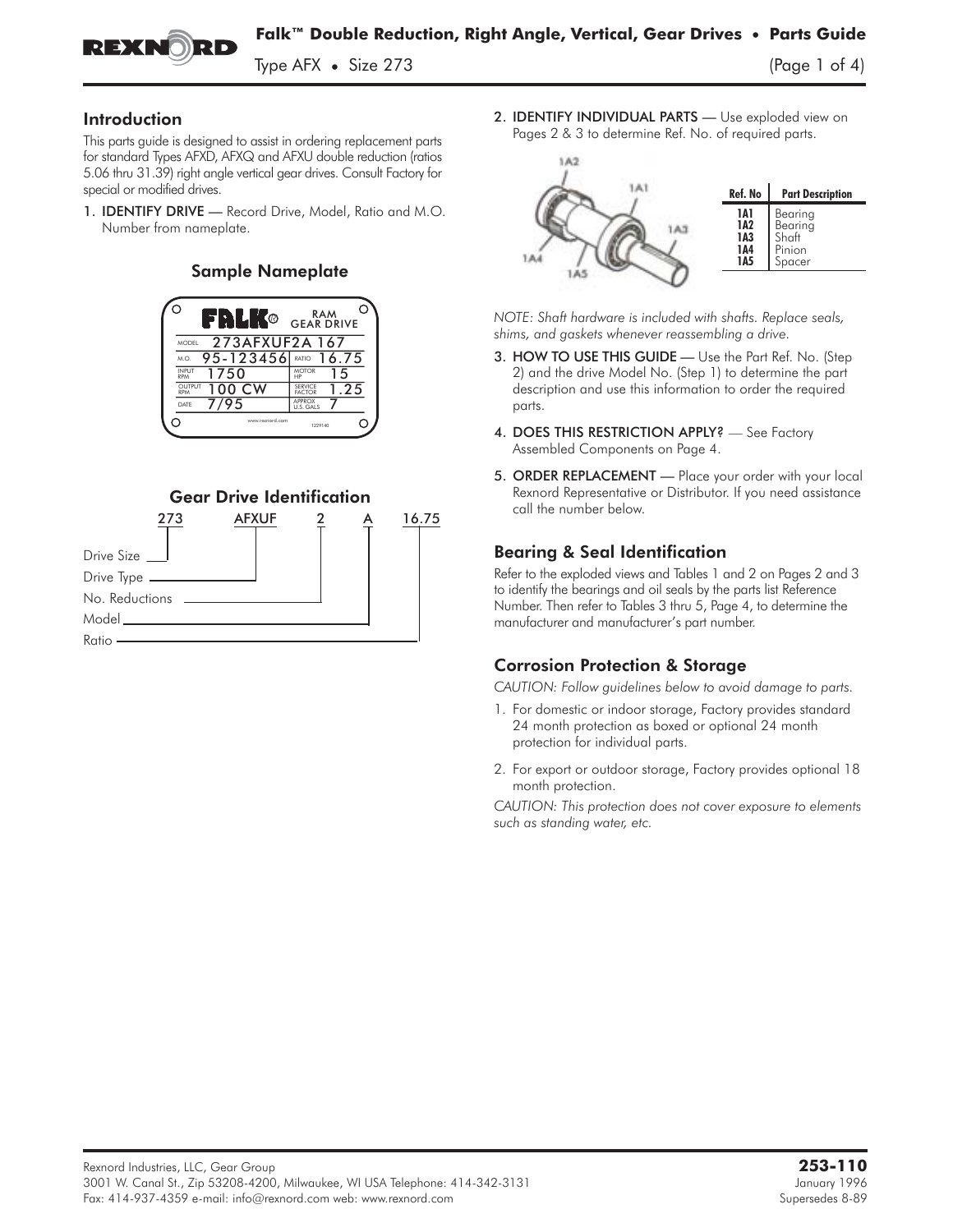# Falk™ Double Reduction, Right Angle, Vertical, Gear Drives • Parts Guide

Type AFX • Size 273

## Introduction

This parts guide is designed to assist in ordering replacement parts for standard Types AFXD, AFXQ and AFXU double reduction (ratios 5.06 thru 31.39) right angle vertical gear drives. Consult Factory for special or modified drives.

1. **IDENTIFY DRIVE** — Record Drive, Model, Ratio and M.O. Number from nameplate.

### Sample Nameplate

| FALK® | | RAM GEAR DRIVE | |
|---|---|---|---|
| MODEL | 273AFXUF2A 167 | | |
| M.O. | 95-123456 | RATIO | 16.75 |
| INPUT RPM | 1750 | MOTOR HP | 15 |
| OUTPUT RPM | 100 CW | SERVICE FACTOR | 1.25 |
| DATE | 7/95 | APPROX U.S. GALS | 7 |

### Gear Drive Identification

| 273 | AFXUF | 2 | A | 16.75 |
|---|---|---|---|---|
| Drive Size | Drive Type | No. Reductions | Model | Ratio |

2. **IDENTIFY INDIVIDUAL PARTS** — Use exploded view on Pages 2 & 3 to determine Ref. No. of required parts.

| Ref. No | Part Description |
|---|---|
| 1A1 | Bearing |
| 1A2 | Bearing |
| 1A3 | Shaft |
| 1A4 | Pinion |
| 1A5 | Spacer |

*NOTE: Shaft hardware is included with shafts. Replace seals, shims, and gaskets whenever reassembling a drive.*

3. **HOW TO USE THIS GUIDE** — Use the Part Ref. No. (Step 2) and the drive Model No. (Step 1) to determine the part description and use this information to order the required parts.
4. **DOES THIS RESTRICTION APPLY?** — See Factory Assembled Components on Page 4.
5. **ORDER REPLACEMENT** — Place your order with your local Rexnord Representative or Distributor. If you need assistance call the number below.

## Bearing & Seal Identification

Refer to the exploded views and Tables 1 and 2 on Pages 2 and 3 to identify the bearings and oil seals by the parts list Reference Number. Then refer to Tables 3 thru 5, Page 4, to determine the manufacturer and manufacturer's part number.

## Corrosion Protection & Storage

*CAUTION: Follow guidelines below to avoid damage to parts.*

1. For domestic or indoor storage, Factory provides standard 24 month protection as boxed or optional 24 month protection for individual parts.
2. For export or outdoor storage, Factory provides optional 18 month protection.

*CAUTION: This protection does not cover exposure to elements such as standing water, etc.*

Rexnord Industries, LLC, Gear Group
3001 W. Canal St., Zip 53208-4200, Milwaukee, WI USA Telephone: 414-342-3131
Fax: 414-937-4359 e-mail: info@rexnord.com web: www.rexnord.com

**253-110**
January 1996
Supersedes 8-89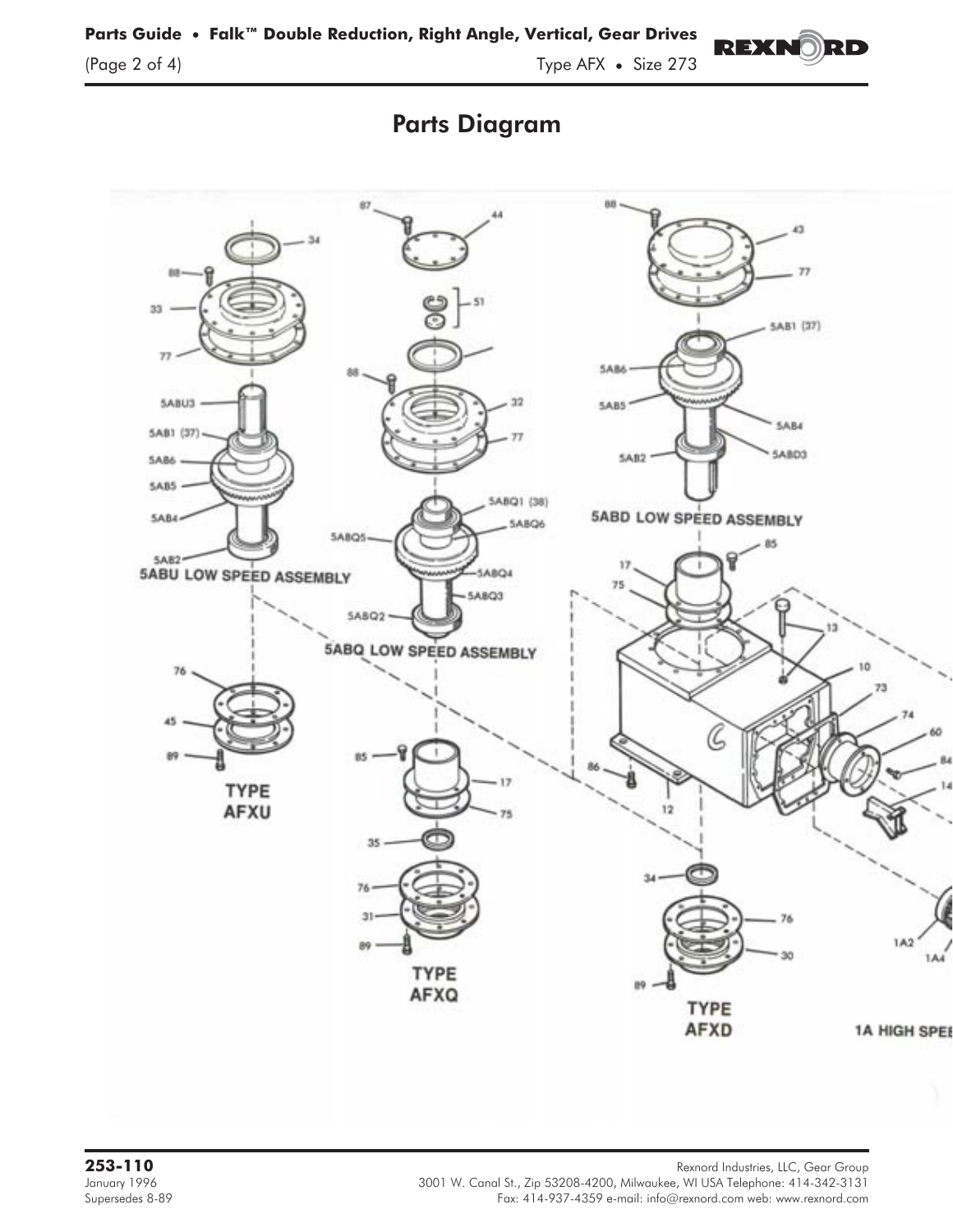# Parts Diagram

5ABU LOW SPEED ASSEMBLY

5ABQ LOW SPEED ASSEMBLY

5ABD LOW SPEED ASSEMBLY

TYPE AFXU

TYPE AFXQ

TYPE AFXD

1A HIGH SPEE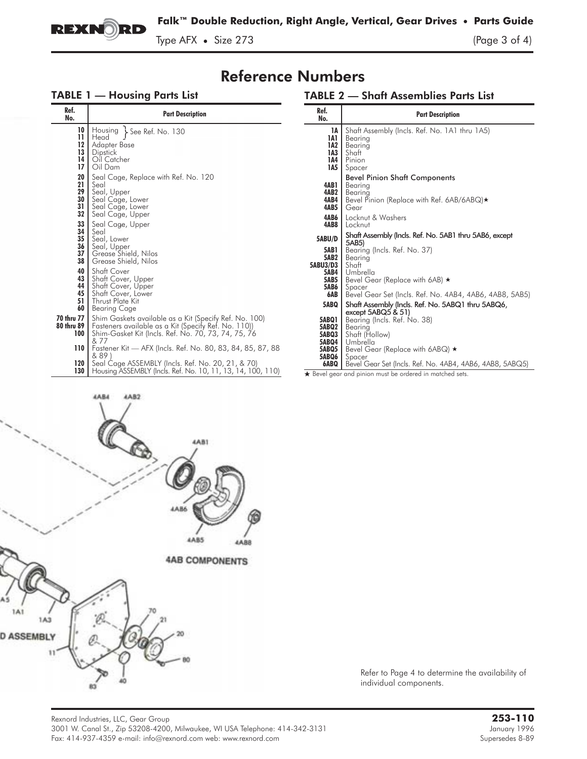# Reference Numbers

## TABLE 1 — Housing Parts List

| Ref. No. | Part Description |
|---|---|
| 10 | Housing } See Ref. No. 130 |
| 11 | Head } See Ref. No. 130 |
| 12 | Adapter Base |
| 13 | Dipstick |
| 14 | Oil Catcher |
| 17 | Oil Dam |
| 20 | Seal Cage, Replace with Ref. No. 120 |
| 21 | Seal |
| 29 | Seal, Upper |
| 30 | Seal Cage, Lower |
| 31 | Seal Cage, Lower |
| 32 | Seal Cage, Upper |
| 33 | Seal Cage, Upper |
| 34 | Seal |
| 35 | Seal, Lower |
| 36 | Seal, Upper |
| 37 | Grease Shield, Nilos |
| 38 | Grease Shield, Nilos |
| 40 | Shaft Cover |
| 43 | Shaft Cover, Upper |
| 44 | Shaft Cover, Upper |
| 45 | Shaft Cover, Lower |
| 51 | Thrust Plate Kit |
| 60 | Bearing Cage |
| 70 thru 77 | Shim Gaskets available as a Kit (Specify Ref. No. 100) |
| 80 thru 89 | Fasteners available as a Kit (Specify Ref. No. 110)) |
| 100 | Shim-Gasket Kit (Incls. Ref. No. 70, 73, 74, 75, 76 & 77 |
| 110 | Fastener Kit — AFX (Incls. Ref. No. 80, 83, 84, 85, 87, 88 & 89 ) |
| 120 | Seal Cage ASSEMBLY (Incls. Ref. No. 20, 21, & 70) |
| 130 | Housing ASSEMBLY (Incls. Ref. No. 10, 11, 13, 14, 100, 110) |

## TABLE 2 — Shaft Assemblies Parts List

| Ref. No. | Part Description |
|---|---|
| 1A | Shaft Assembly (Incls. Ref. No. 1A1 thru 1A5) |
| 1A1 | Bearing |
| 1A2 | Bearing |
| 1A3 | Shaft |
| 1A4 | Pinion |
| 1A5 | Spacer |
| | **Bevel Pinion Shaft Components** |
| 4AB1 | Bearing |
| 4AB2 | Bearing |
| 4AB4 | Bevel Pinion (Replace with Ref. 6AB/6ABQ)★ |
| 4AB5 | Gear |
| 4AB6 | Locknut & Washers |
| 4AB8 | Locknut |
| 5ABU/D | Shaft Assembly (Incls. Ref. No. 5AB1 thru 5AB6, except 5AB5) |
| 5AB1 | Bearing (Incls. Ref. No. 37) |
| 5AB2 | Bearing |
| 5ABU3/D3 | Shaft |
| 5AB4 | Umbrella |
| 5AB5 | Bevel Gear (Replace with 6AB) ★ |
| 5AB6 | Spacer |
| 6AB | Bevel Gear Set (Incls. Ref. No. 4AB4, 4AB6, 4AB8, 5AB5) |
| 5ABQ | Shaft Assembly (Incls. Ref. No. 5ABQ1 thru 5ABQ6, except 5ABQ5 & 51) |
| 5ABQ1 | Bearing (Incls. Ref. No. 38) |
| 5ABQ2 | Bearing |
| 5ABQ3 | Shaft (Hollow) |
| 5ABQ4 | Umbrella |
| 5ABQ5 | Bevel Gear (Replace with 6ABQ) ★ |
| 5ABQ6 | Spacer |
| 6ABQ | Bevel Gear Set (Incls. Ref. No. 4AB4, 4AB6, 4AB8, 5ABQ5) |

★ Bevel gear and pinion must be ordered in matched sets.

4AB4 4AB2 4AB1 4AB6 4AB5 4AB8

4AB COMPONENTS

A5 1A1 1A3 D ASSEMBLY 11 70 21 20 80 83 40

Refer to Page 4 to determine the availability of individual components.

Rexnord Industries, LLC, Gear Group
3001 W. Canal St., Zip 53208-4200, Milwaukee, WI USA Telephone: 414-342-3131
Fax: 414-937-4359 e-mail: info@rexnord.com web: www.rexnord.com

**253-110**
January 1996
Supersedes 8-89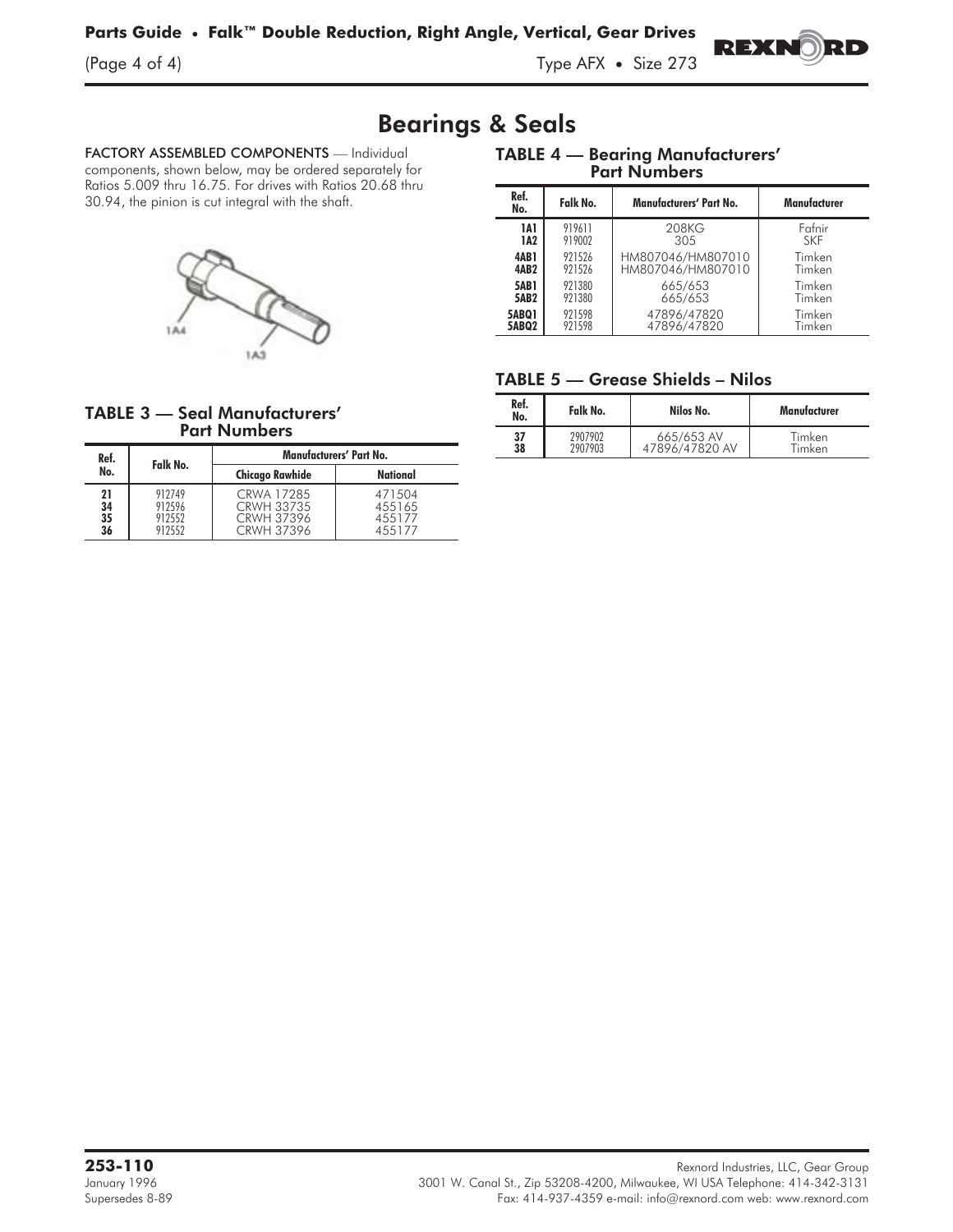# Bearings & Seals

**FACTORY ASSEMBLED COMPONENTS** — Individual components, shown below, may be ordered separately for Ratios 5.009 thru 16.75. For drives with Ratios 20.68 thru 30.94, the pinion is cut integral with the shaft.

1A4

1A3

### TABLE 3 — Seal Manufacturers' Part Numbers

| Ref. No. | Falk No. | Manufacturers' Part No. | |
|---|---|---|---|
| | | Chicago Rawhide | National |
| **21** | 912749 | CRWA 17285 | 471504 |
| **34** | 912596 | CRWH 33735 | 455165 |
| **35** | 912552 | CRWH 37396 | 455177 |
| **36** | 912552 | CRWH 37396 | 455177 |

### TABLE 4 — Bearing Manufacturers' Part Numbers

| Ref. No. | Falk No. | Manufacturers' Part No. | Manufacturer |
|---|---|---|---|
| **1A1** | 919611 | 208KG | Fafnir |
| **1A2** | 919002 | 305 | SKF |
| **4AB1** | 921526 | HM807046/HM807010 | Timken |
| **4AB2** | 921526 | HM807046/HM807010 | Timken |
| **5AB1** | 921380 | 665/653 | Timken |
| **5AB2** | 921380 | 665/653 | Timken |
| **5ABQ1** | 921598 | 47896/47820 | Timken |
| **5ABQ2** | 921598 | 47896/47820 | Timken |

### TABLE 5 — Grease Shields – Nilos

| Ref. No. | Falk No. | Nilos No. | Manufacturer |
|---|---|---|---|
| **37** | 2907902 | 665/653 AV | Timken |
| **38** | 2907903 | 47896/47820 AV | Timken |

**253-110**
January 1996
Supersedes 8-89

Rexnord Industries, LLC, Gear Group
3001 W. Canal St., Zip 53208-4200, Milwaukee, WI USA Telephone: 414-342-3131
Fax: 414-937-4359 e-mail: info@rexnord.com web: www.rexnord.com